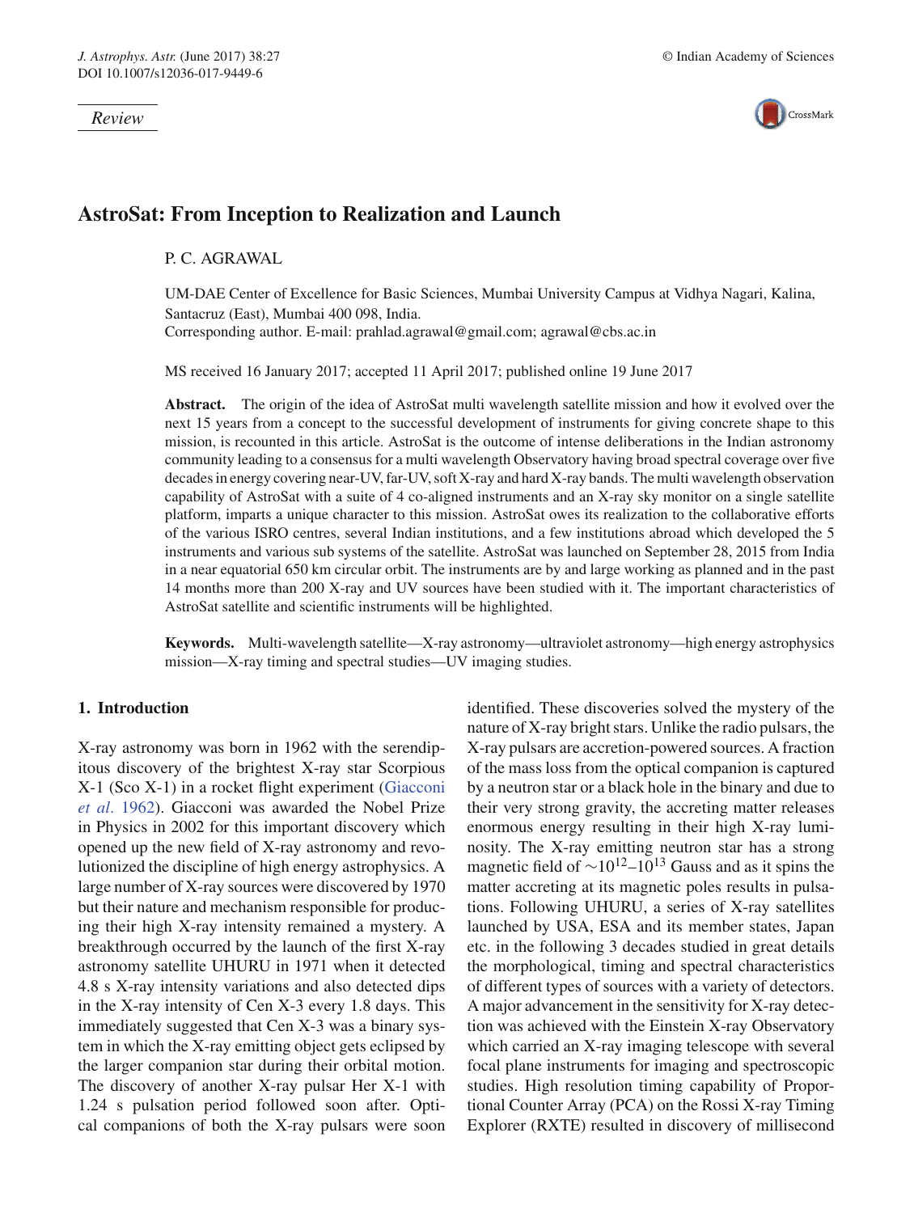*Review*

# AstroSat: From Inception to Realization and Launch

P. C. AGRAWAL

UM-DAE Center of Excellence for Basic Sciences, Mumbai University Campus at Vidhya Nagari, Kalina, Santacruz (East), Mumbai 400 098, India.
Corresponding author. E-mail: prahlad.agrawal@gmail.com; agrawal@cbs.ac.in

MS received 16 January 2017; accepted 11 April 2017; published online 19 June 2017

**Abstract.** The origin of the idea of AstroSat multi wavelength satellite mission and how it evolved over the next 15 years from a concept to the successful development of instruments for giving concrete shape to this mission, is recounted in this article. AstroSat is the outcome of intense deliberations in the Indian astronomy community leading to a consensus for a multi wavelength Observatory having broad spectral coverage over five decades in energy covering near-UV, far-UV, soft X-ray and hard X-ray bands. The multi wavelength observation capability of AstroSat with a suite of 4 co-aligned instruments and an X-ray sky monitor on a single satellite platform, imparts a unique character to this mission. AstroSat owes its realization to the collaborative efforts of the various ISRO centres, several Indian institutions, and a few institutions abroad which developed the 5 instruments and various sub systems of the satellite. AstroSat was launched on September 28, 2015 from India in a near equatorial 650 km circular orbit. The instruments are by and large working as planned and in the past 14 months more than 200 X-ray and UV sources have been studied with it. The important characteristics of AstroSat satellite and scientific instruments will be highlighted.

**Keywords.** Multi-wavelength satellite—X-ray astronomy—ultraviolet astronomy—high energy astrophysics mission—X-ray timing and spectral studies—UV imaging studies.

## 1. Introduction

X-ray astronomy was born in 1962 with the serendipitous discovery of the brightest X-ray star Scorpious X-1 (Sco X-1) in a rocket flight experiment (Giacconi *et al*. 1962). Giacconi was awarded the Nobel Prize in Physics in 2002 for this important discovery which opened up the new field of X-ray astronomy and revolutionized the discipline of high energy astrophysics. A large number of X-ray sources were discovered by 1970 but their nature and mechanism responsible for producing their high X-ray intensity remained a mystery. A breakthrough occurred by the launch of the first X-ray astronomy satellite UHURU in 1971 when it detected 4.8 s X-ray intensity variations and also detected dips in the X-ray intensity of Cen X-3 every 1.8 days. This immediately suggested that Cen X-3 was a binary system in which the X-ray emitting object gets eclipsed by the larger companion star during their orbital motion. The discovery of another X-ray pulsar Her X-1 with 1.24 s pulsation period followed soon after. Optical companions of both the X-ray pulsars were soon identified. These discoveries solved the mystery of the nature of X-ray bright stars. Unlike the radio pulsars, the X-ray pulsars are accretion-powered sources. A fraction of the mass loss from the optical companion is captured by a neutron star or a black hole in the binary and due to their very strong gravity, the accreting matter releases enormous energy resulting in their high X-ray luminosity. The X-ray emitting neutron star has a strong magnetic field of $\sim 10^{12}$–$10^{13}$ Gauss and as it spins the matter accreting at its magnetic poles results in pulsations. Following UHURU, a series of X-ray satellites launched by USA, ESA and its member states, Japan etc. in the following 3 decades studied in great details the morphological, timing and spectral characteristics of different types of sources with a variety of detectors. A major advancement in the sensitivity for X-ray detection was achieved with the Einstein X-ray Observatory which carried an X-ray imaging telescope with several focal plane instruments for imaging and spectroscopic studies. High resolution timing capability of Proportional Counter Array (PCA) on the Rossi X-ray Timing Explorer (RXTE) resulted in discovery of millisecond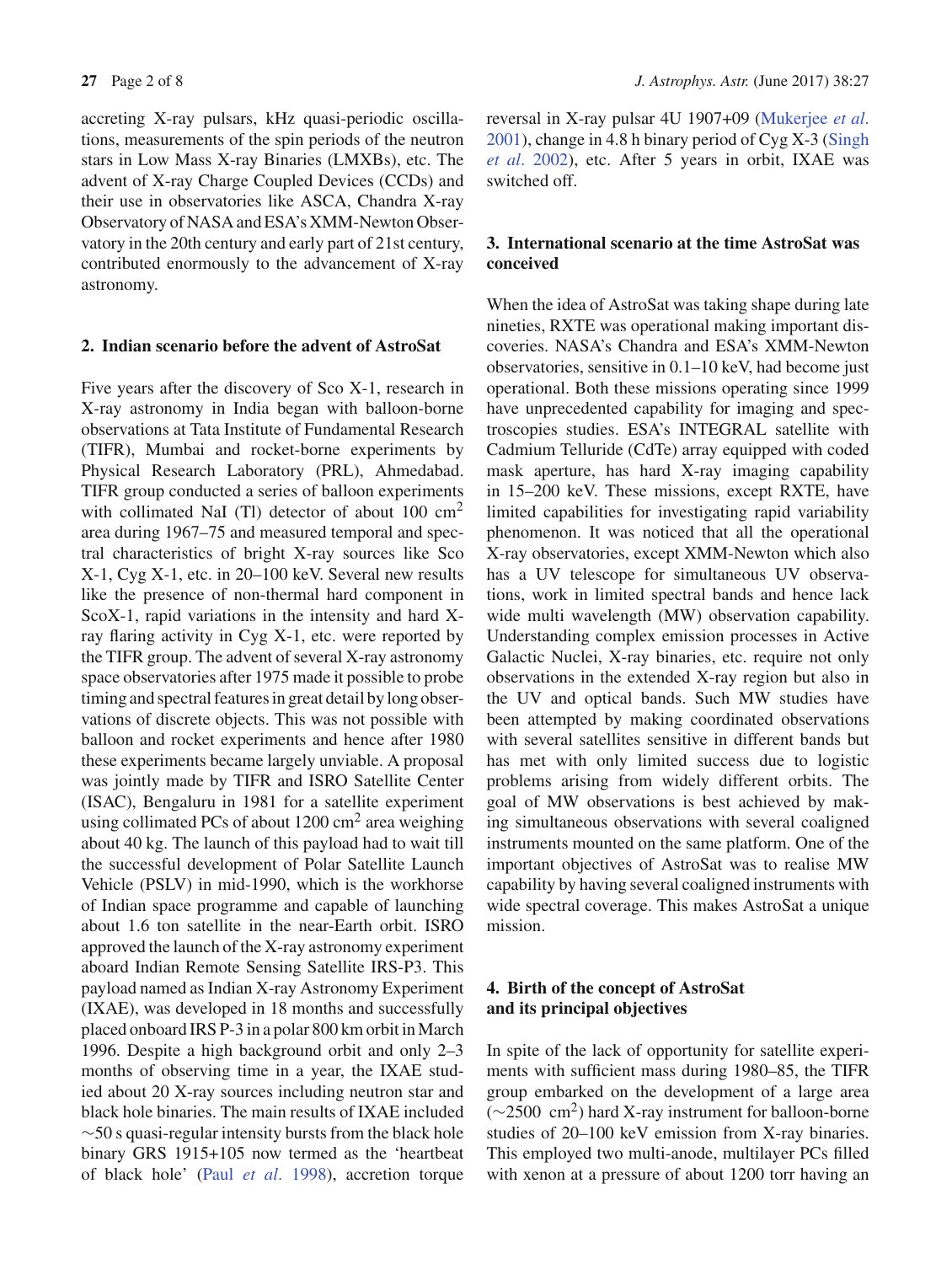accreting X-ray pulsars, kHz quasi-periodic oscillations, measurements of the spin periods of the neutron stars in Low Mass X-ray Binaries (LMXBs), etc. The advent of X-ray Charge Coupled Devices (CCDs) and their use in observatories like ASCA, Chandra X-ray Observatory of NASA and ESA's XMM-Newton Observatory in the 20th century and early part of 21st century, contributed enormously to the advancement of X-ray astronomy.

## 2. Indian scenario before the advent of AstroSat

Five years after the discovery of Sco X-1, research in X-ray astronomy in India began with balloon-borne observations at Tata Institute of Fundamental Research (TIFR), Mumbai and rocket-borne experiments by Physical Research Laboratory (PRL), Ahmedabad. TIFR group conducted a series of balloon experiments with collimated NaI (Tl) detector of about 100 cm$^2$ area during 1967–75 and measured temporal and spectral characteristics of bright X-ray sources like Sco X-1, Cyg X-1, etc. in 20–100 keV. Several new results like the presence of non-thermal hard component in ScoX-1, rapid variations in the intensity and hard X-ray flaring activity in Cyg X-1, etc. were reported by the TIFR group. The advent of several X-ray astronomy space observatories after 1975 made it possible to probe timing and spectral features in great detail by long observations of discrete objects. This was not possible with balloon and rocket experiments and hence after 1980 these experiments became largely unviable. A proposal was jointly made by TIFR and ISRO Satellite Center (ISAC), Bengaluru in 1981 for a satellite experiment using collimated PCs of about 1200 cm$^2$ area weighing about 40 kg. The launch of this payload had to wait till the successful development of Polar Satellite Launch Vehicle (PSLV) in mid-1990, which is the workhorse of Indian space programme and capable of launching about 1.6 ton satellite in the near-Earth orbit. ISRO approved the launch of the X-ray astronomy experiment aboard Indian Remote Sensing Satellite IRS-P3. This payload named as Indian X-ray Astronomy Experiment (IXAE), was developed in 18 months and successfully placed onboard IRS P-3 in a polar 800 km orbit in March 1996. Despite a high background orbit and only 2–3 months of observing time in a year, the IXAE studied about 20 X-ray sources including neutron star and black hole binaries. The main results of IXAE included $\sim$50 s quasi-regular intensity bursts from the black hole binary GRS 1915+105 now termed as the 'heartbeat of black hole' (Paul *et al*. 1998), accretion torque reversal in X-ray pulsar 4U 1907+09 (Mukerjee *et al*. 2001), change in 4.8 h binary period of Cyg X-3 (Singh *et al*. 2002), etc. After 5 years in orbit, IXAE was switched off.

## 3. International scenario at the time AstroSat was conceived

When the idea of AstroSat was taking shape during late nineties, RXTE was operational making important discoveries. NASA's Chandra and ESA's XMM-Newton observatories, sensitive in 0.1–10 keV, had become just operational. Both these missions operating since 1999 have unprecedented capability for imaging and spectroscopies studies. ESA's INTEGRAL satellite with Cadmium Telluride (CdTe) array equipped with coded mask aperture, has hard X-ray imaging capability in 15–200 keV. These missions, except RXTE, have limited capabilities for investigating rapid variability phenomenon. It was noticed that all the operational X-ray observatories, except XMM-Newton which also has a UV telescope for simultaneous UV observations, work in limited spectral bands and hence lack wide multi wavelength (MW) observation capability. Understanding complex emission processes in Active Galactic Nuclei, X-ray binaries, etc. require not only observations in the extended X-ray region but also in the UV and optical bands. Such MW studies have been attempted by making coordinated observations with several satellites sensitive in different bands but has met with only limited success due to logistic problems arising from widely different orbits. The goal of MW observations is best achieved by making simultaneous observations with several coaligned instruments mounted on the same platform. One of the important objectives of AstroSat was to realise MW capability by having several coaligned instruments with wide spectral coverage. This makes AstroSat a unique mission.

## 4. Birth of the concept of AstroSat and its principal objectives

In spite of the lack of opportunity for satellite experiments with sufficient mass during 1980–85, the TIFR group embarked on the development of a large area ($\sim$2500 cm$^2$) hard X-ray instrument for balloon-borne studies of 20–100 keV emission from X-ray binaries. This employed two multi-anode, multilayer PCs filled with xenon at a pressure of about 1200 torr having an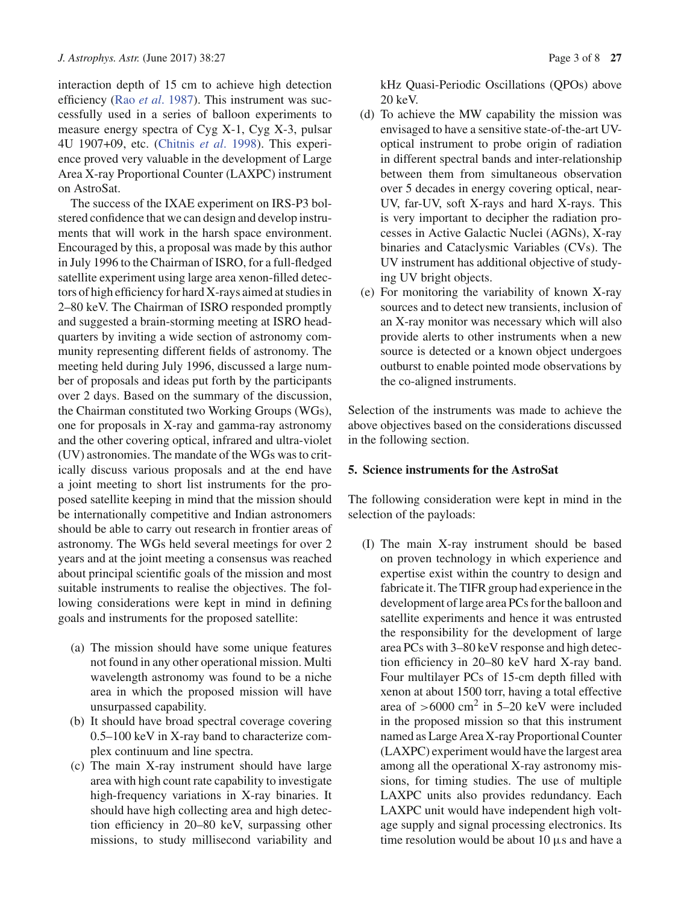interaction depth of 15 cm to achieve high detection efficiency (Rao *et al.* 1987). This instrument was successfully used in a series of balloon experiments to measure energy spectra of Cyg X-1, Cyg X-3, pulsar 4U 1907+09, etc. (Chitnis *et al.* 1998). This experience proved very valuable in the development of Large Area X-ray Proportional Counter (LAXPC) instrument on AstroSat.

The success of the IXAE experiment on IRS-P3 bolstered confidence that we can design and develop instruments that will work in the harsh space environment. Encouraged by this, a proposal was made by this author in July 1996 to the Chairman of ISRO, for a full-fledged satellite experiment using large area xenon-filled detectors of high efficiency for hard X-rays aimed at studies in 2–80 keV. The Chairman of ISRO responded promptly and suggested a brain-storming meeting at ISRO headquarters by inviting a wide section of astronomy community representing different fields of astronomy. The meeting held during July 1996, discussed a large number of proposals and ideas put forth by the participants over 2 days. Based on the summary of the discussion, the Chairman constituted two Working Groups (WGs), one for proposals in X-ray and gamma-ray astronomy and the other covering optical, infrared and ultra-violet (UV) astronomies. The mandate of the WGs was to critically discuss various proposals and at the end have a joint meeting to short list instruments for the proposed satellite keeping in mind that the mission should be internationally competitive and Indian astronomers should be able to carry out research in frontier areas of astronomy. The WGs held several meetings for over 2 years and at the joint meeting a consensus was reached about principal scientific goals of the mission and most suitable instruments to realise the objectives. The following considerations were kept in mind in defining goals and instruments for the proposed satellite:

- (a) The mission should have some unique features not found in any other operational mission. Multi wavelength astronomy was found to be a niche area in which the proposed mission will have unsurpassed capability.
- (b) It should have broad spectral coverage covering 0.5–100 keV in X-ray band to characterize complex continuum and line spectra.
- (c) The main X-ray instrument should have large area with high count rate capability to investigate high-frequency variations in X-ray binaries. It should have high collecting area and high detection efficiency in 20–80 keV, surpassing other missions, to study millisecond variability and kHz Quasi-Periodic Oscillations (QPOs) above 20 keV.
- (d) To achieve the MW capability the mission was envisaged to have a sensitive state-of-the-art UV-optical instrument to probe origin of radiation in different spectral bands and inter-relationship between them from simultaneous observation over 5 decades in energy covering optical, near-UV, far-UV, soft X-rays and hard X-rays. This is very important to decipher the radiation processes in Active Galactic Nuclei (AGNs), X-ray binaries and Cataclysmic Variables (CVs). The UV instrument has additional objective of studying UV bright objects.
- (e) For monitoring the variability of known X-ray sources and to detect new transients, inclusion of an X-ray monitor was necessary which will also provide alerts to other instruments when a new source is detected or a known object undergoes outburst to enable pointed mode observations by the co-aligned instruments.

Selection of the instruments was made to achieve the above objectives based on the considerations discussed in the following section.

## 5. Science instruments for the AstroSat

The following consideration were kept in mind in the selection of the payloads:

- (I) The main X-ray instrument should be based on proven technology in which experience and expertise exist within the country to design and fabricate it. The TIFR group had experience in the development of large area PCs for the balloon and satellite experiments and hence it was entrusted the responsibility for the development of large area PCs with 3–80 keV response and high detection efficiency in 20–80 keV hard X-ray band. Four multilayer PCs of 15-cm depth filled with xenon at about 1500 torr, having a total effective area of $>6000$ cm$^2$ in 5–20 keV were included in the proposed mission so that this instrument named as Large Area X-ray Proportional Counter (LAXPC) experiment would have the largest area among all the operational X-ray astronomy missions, for timing studies. The use of multiple LAXPC units also provides redundancy. Each LAXPC unit would have independent high voltage supply and signal processing electronics. Its time resolution would be about 10 $\mu$s and have a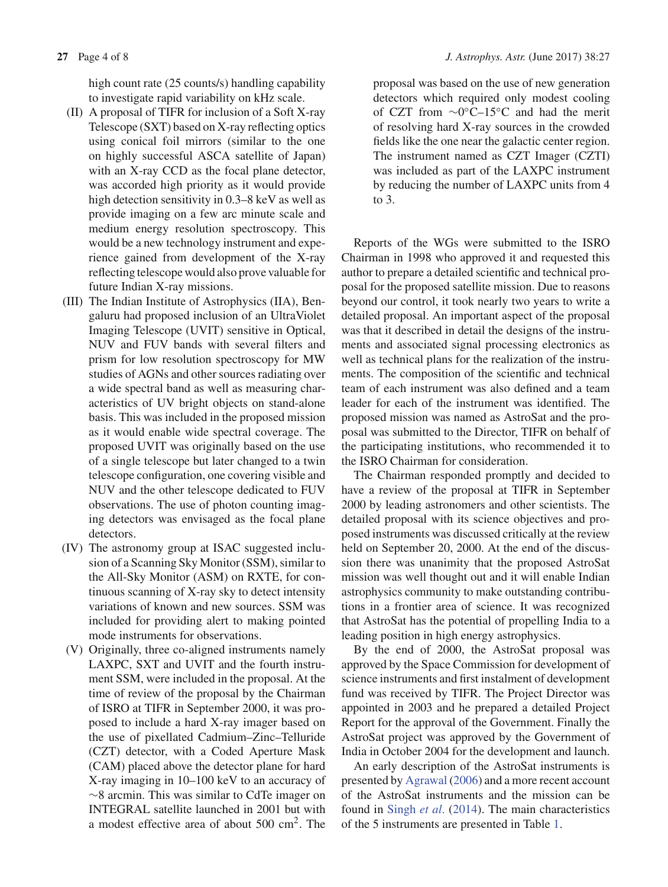high count rate (25 counts/s) handling capability to investigate rapid variability on kHz scale.

(II) A proposal of TIFR for inclusion of a Soft X-ray Telescope (SXT) based on X-ray reflecting optics using conical foil mirrors (similar to the one on highly successful ASCA satellite of Japan) with an X-ray CCD as the focal plane detector, was accorded high priority as it would provide high detection sensitivity in 0.3–8 keV as well as provide imaging on a few arc minute scale and medium energy resolution spectroscopy. This would be a new technology instrument and experience gained from development of the X-ray reflecting telescope would also prove valuable for future Indian X-ray missions.

(III) The Indian Institute of Astrophysics (IIA), Bengaluru had proposed inclusion of an UltraViolet Imaging Telescope (UVIT) sensitive in Optical, NUV and FUV bands with several filters and prism for low resolution spectroscopy for MW studies of AGNs and other sources radiating over a wide spectral band as well as measuring characteristics of UV bright objects on stand-alone basis. This was included in the proposed mission as it would enable wide spectral coverage. The proposed UVIT was originally based on the use of a single telescope but later changed to a twin telescope configuration, one covering visible and NUV and the other telescope dedicated to FUV observations. The use of photon counting imaging detectors was envisaged as the focal plane detectors.

(IV) The astronomy group at ISAC suggested inclusion of a Scanning Sky Monitor (SSM), similar to the All-Sky Monitor (ASM) on RXTE, for continuous scanning of X-ray sky to detect intensity variations of known and new sources. SSM was included for providing alert to making pointed mode instruments for observations.

(V) Originally, three co-aligned instruments namely LAXPC, SXT and UVIT and the fourth instrument SSM, were included in the proposal. At the time of review of the proposal by the Chairman of ISRO at TIFR in September 2000, it was proposed to include a hard X-ray imager based on the use of pixellated Cadmium–Zinc–Telluride (CZT) detector, with a Coded Aperture Mask (CAM) placed above the detector plane for hard X-ray imaging in 10–100 keV to an accuracy of ~8 arcmin. This was similar to CdTe imager on INTEGRAL satellite launched in 2001 but with a modest effective area of about 500 $cm^2$. The proposal was based on the use of new generation detectors which required only modest cooling of CZT from ~0°C–15°C and had the merit of resolving hard X-ray sources in the crowded fields like the one near the galactic center region. The instrument named as CZT Imager (CZTI) was included as part of the LAXPC instrument by reducing the number of LAXPC units from 4 to 3.

Reports of the WGs were submitted to the ISRO Chairman in 1998 who approved it and requested this author to prepare a detailed scientific and technical proposal for the proposed satellite mission. Due to reasons beyond our control, it took nearly two years to write a detailed proposal. An important aspect of the proposal was that it described in detail the designs of the instruments and associated signal processing electronics as well as technical plans for the realization of the instruments. The composition of the scientific and technical team of each instrument was also defined and a team leader for each of the instrument was identified. The proposed mission was named as AstroSat and the proposal was submitted to the Director, TIFR on behalf of the participating institutions, who recommended it to the ISRO Chairman for consideration.

The Chairman responded promptly and decided to have a review of the proposal at TIFR in September 2000 by leading astronomers and other scientists. The detailed proposal with its science objectives and proposed instruments was discussed critically at the review held on September 20, 2000. At the end of the discussion there was unanimity that the proposed AstroSat mission was well thought out and it will enable Indian astrophysics community to make outstanding contributions in a frontier area of science. It was recognized that AstroSat has the potential of propelling India to a leading position in high energy astrophysics.

By the end of 2000, the AstroSat proposal was approved by the Space Commission for development of science instruments and first instalment of development fund was received by TIFR. The Project Director was appointed in 2003 and he prepared a detailed Project Report for the approval of the Government. Finally the AstroSat project was approved by the Government of India in October 2004 for the development and launch.

An early description of the AstroSat instruments is presented by Agrawal (2006) and a more recent account of the AstroSat instruments and the mission can be found in Singh *et al.* (2014). The main characteristics of the 5 instruments are presented in Table 1.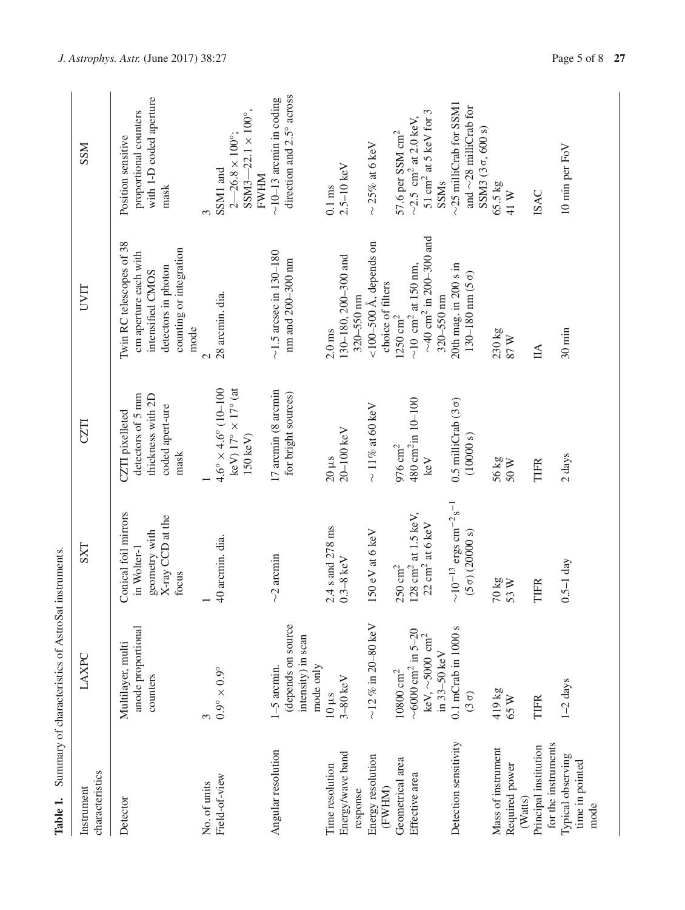**Table 1.** Summary of characteristics of AstroSat instruments.

| Instrument characteristics | LAXPC | SXT | CZTI | UVIT | SSM |
|---|---|---|---|---|---|
| Detector | Multilayer, multi anode proportional counters | Conical foil mirrors in Wolter-1 geometry with X-ray CCD at the focus | CZTI pixelleted detectors of 5 mm thickness with 2D coded apert-ure mask | Twin RC telescopes of 38 cm aperture each with intensified CMOS detectors in photon counting or integration mode | Position sensitive proportional counters with 1-D coded aperture mask |
| No. of units | 3 | 1 | 1 | 2 | 3 |
| Field-of-view | $0.9° \times 0.9°$ | 40 arcmin. dia. | $4.6° \times 4.6°$ (10–100 keV) $17° \times 17°$ (at 150 keV) | 28 arcmin. dia. | SSM1 and 2—$26.8 \times 100°$; SSM3—$22.1 \times 100°$, FWHM |
| Angular resolution | 1–5 arcmin. (depends on source intensity) in scan mode only | ∼2 arcmin | 17 arcmin (8 arcmin for bright sources) | ∼1.5 arcsec in 130–180 nm and 200–300 nm | ∼10–13 arcmin in coding direction and 2.5° across |
| Time resolution | 10 µs | 2.4 s and 278 ms | 20 µs | 2.0 ms | 0.1 ms |
| Energy/wave band response | 3–80 keV | 0.3–8 keV | 20–100 keV | 130–180, 200–300 and 320–550 nm | 2.5–10 keV |
| Energy resolution (FWHM) | ∼12 % in 20–80 keV | 150 eV at 6 keV | ∼ 11% at 60 keV | <100–500 Å, depends on choice of filters | ∼ 25% at 6 keV |
| Geometrical area | 10800 cm$^2$ | 250 cm$^2$ | 976 cm$^2$ | 1250 cm$^2$ | 57.6 per SSM cm$^2$ |
| Effective area | ∼6000 cm$^2$ in 5–20 keV, ∼5000 cm$^2$ in 33–50 keV | 128 cm$^2$ at 1.5 keV, 22 cm$^2$ at 6 keV | 480 cm$^2$in 10–100 keV | ∼10 cm$^2$ at 150 nm, ∼40 cm$^2$ in 200–300 and 320–550 nm | ∼2.5 cm$^2$ at 2.0 keV, 51 cm$^2$ at 5 keV for 3 SSMs |
| Detection sensitivity | 0.1 mCrab in 1000 s (3 σ) | ∼$10^{-13}$ ergs cm$^{-2}$s$^{-1}$ (5 σ) (20000 s) | 0.5 milliCrab (3 σ) (10000 s) | 20th mag. in 200 s in 130–180 nm (5 σ) | ∼25 milliCrab for SSM1 and ∼28 milliCrab for SSM3 (3 σ, 600 s) |
| Mass of instrument | 419 kg | 70 kg | 56 kg | 230 kg | 65.5 kg |
| Required power (Watts) | 65 W | 53 W | 50 W | 87 W | 41 W |
| Principal institution for the instruments | TIFR | TIFR | TIFR | IIA | ISAC |
| Typical observing time in pointed mode | 1–2 days | 0.5–1 day | 2 days | 30 min | 10 min per FoV |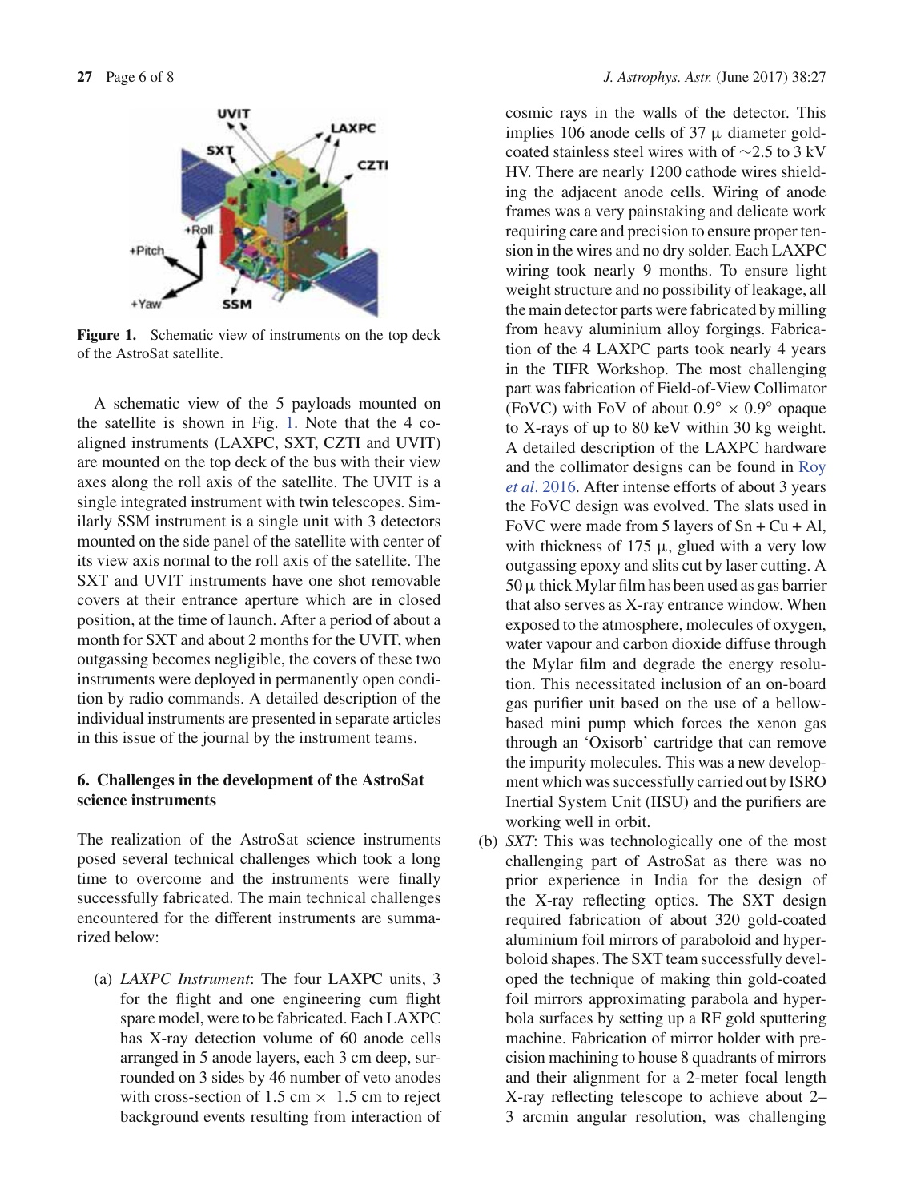Figure 1. Schematic view of instruments on the top deck of the AstroSat satellite.

A schematic view of the 5 payloads mounted on the satellite is shown in Fig. 1. Note that the 4 co-aligned instruments (LAXPC, SXT, CZTI and UVIT) are mounted on the top deck of the bus with their view axes along the roll axis of the satellite. The UVIT is a single integrated instrument with twin telescopes. Similarly SSM instrument is a single unit with 3 detectors mounted on the side panel of the satellite with center of its view axis normal to the roll axis of the satellite. The SXT and UVIT instruments have one shot removable covers at their entrance aperture which are in closed position, at the time of launch. After a period of about a month for SXT and about 2 months for the UVIT, when outgassing becomes negligible, the covers of these two instruments were deployed in permanently open condition by radio commands. A detailed description of the individual instruments are presented in separate articles in this issue of the journal by the instrument teams.

## 6. Challenges in the development of the AstroSat science instruments

The realization of the AstroSat science instruments posed several technical challenges which took a long time to overcome and the instruments were finally successfully fabricated. The main technical challenges encountered for the different instruments are summarized below:

(a) *LAXPC Instrument*: The four LAXPC units, 3 for the flight and one engineering cum flight spare model, were to be fabricated. Each LAXPC has X-ray detection volume of 60 anode cells arranged in 5 anode layers, each 3 cm deep, surrounded on 3 sides by 46 number of veto anodes with cross-section of 1.5 cm $\times$ 1.5 cm to reject background events resulting from interaction of cosmic rays in the walls of the detector. This implies 106 anode cells of 37 $\mu$ diameter gold-coated stainless steel wires with of $\sim$2.5 to 3 kV HV. There are nearly 1200 cathode wires shielding the adjacent anode cells. Wiring of anode frames was a very painstaking and delicate work requiring care and precision to ensure proper tension in the wires and no dry solder. Each LAXPC wiring took nearly 9 months. To ensure light weight structure and no possibility of leakage, all the main detector parts were fabricated by milling from heavy aluminium alloy forgings. Fabrication of the 4 LAXPC parts took nearly 4 years in the TIFR Workshop. The most challenging part was fabrication of Field-of-View Collimator (FoVC) with FoV of about $0.9^\circ \times 0.9^\circ$ opaque to X-rays of up to 80 keV within 30 kg weight. A detailed description of the LAXPC hardware and the collimator designs can be found in Roy *et al*. 2016. After intense efforts of about 3 years the FoVC design was evolved. The slats used in FoVC were made from 5 layers of Sn + Cu + Al, with thickness of 175 $\mu$, glued with a very low outgassing epoxy and slits cut by laser cutting. A 50 $\mu$ thick Mylar film has been used as gas barrier that also serves as X-ray entrance window. When exposed to the atmosphere, molecules of oxygen, water vapour and carbon dioxide diffuse through the Mylar film and degrade the energy resolution. This necessitated inclusion of an on-board gas purifier unit based on the use of a bellow-based mini pump which forces the xenon gas through an 'Oxisorb' cartridge that can remove the impurity molecules. This was a new development which was successfully carried out by ISRO Inertial System Unit (IISU) and the purifiers are working well in orbit.

(b) *SXT*: This was technologically one of the most challenging part of AstroSat as there was no prior experience in India for the design of the X-ray reflecting optics. The SXT design required fabrication of about 320 gold-coated aluminium foil mirrors of paraboloid and hyperboloid shapes. The SXT team successfully developed the technique of making thin gold-coated foil mirrors approximating parabola and hyperbola surfaces by setting up a RF gold sputtering machine. Fabrication of mirror holder with precision machining to house 8 quadrants of mirrors and their alignment for a 2-meter focal length X-ray reflecting telescope to achieve about 2–3 arcmin angular resolution, was challenging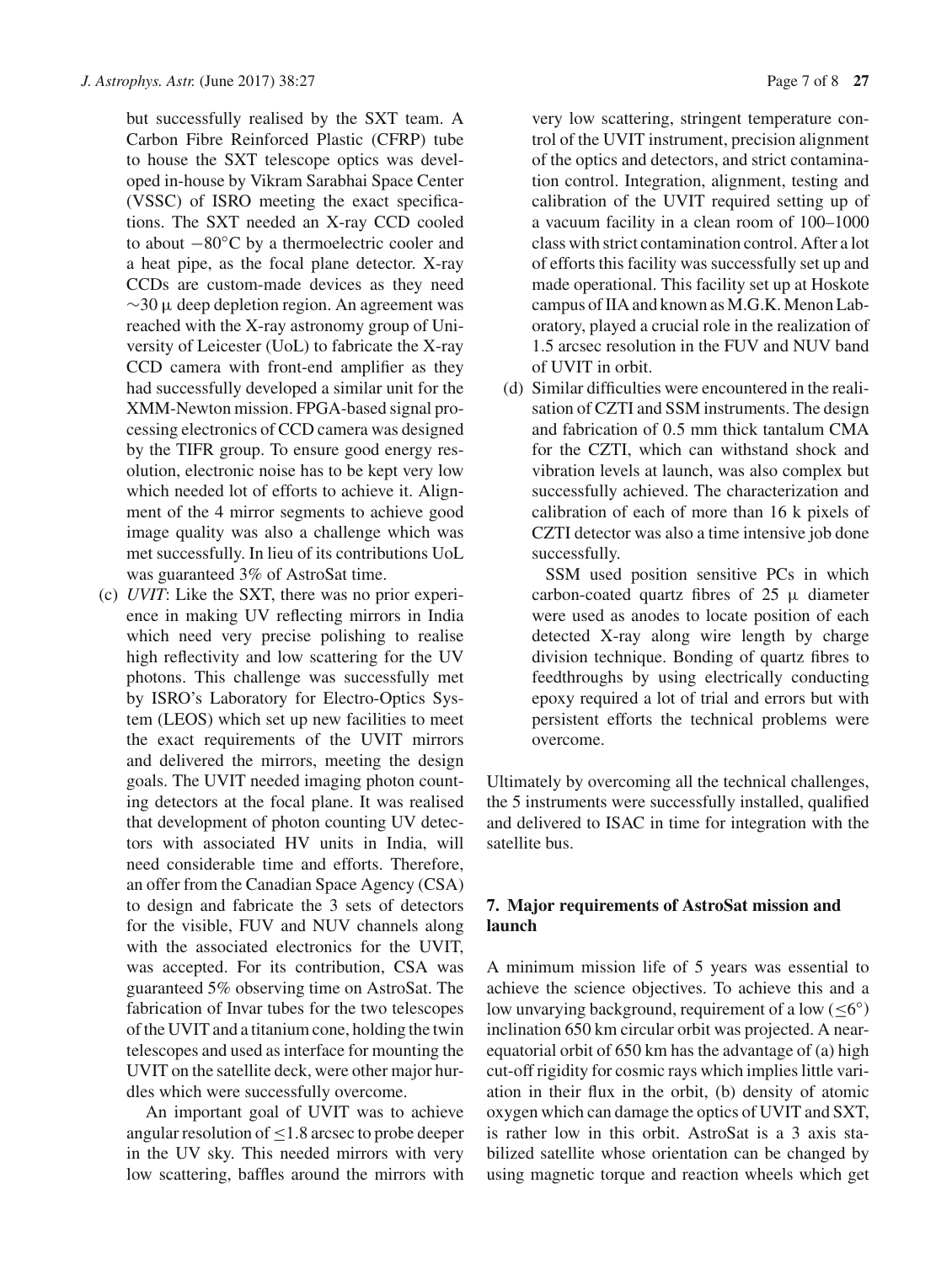but successfully realised by the SXT team. A Carbon Fibre Reinforced Plastic (CFRP) tube to house the SXT telescope optics was developed in-house by Vikram Sarabhai Space Center (VSSC) of ISRO meeting the exact specifications. The SXT needed an X-ray CCD cooled to about $-80^{\circ}$C by a thermoelectric cooler and a heat pipe, as the focal plane detector. X-ray CCDs are custom-made devices as they need $\sim 30\,\mu$ deep depletion region. An agreement was reached with the X-ray astronomy group of University of Leicester (UoL) to fabricate the X-ray CCD camera with front-end amplifier as they had successfully developed a similar unit for the XMM-Newton mission. FPGA-based signal processing electronics of CCD camera was designed by the TIFR group. To ensure good energy resolution, electronic noise has to be kept very low which needed lot of efforts to achieve it. Alignment of the 4 mirror segments to achieve good image quality was also a challenge which was met successfully. In lieu of its contributions UoL was guaranteed 3% of AstroSat time.

(c) *UVIT*: Like the SXT, there was no prior experience in making UV reflecting mirrors in India which need very precise polishing to realise high reflectivity and low scattering for the UV photons. This challenge was successfully met by ISRO's Laboratory for Electro-Optics System (LEOS) which set up new facilities to meet the exact requirements of the UVIT mirrors and delivered the mirrors, meeting the design goals. The UVIT needed imaging photon counting detectors at the focal plane. It was realised that development of photon counting UV detectors with associated HV units in India, will need considerable time and efforts. Therefore, an offer from the Canadian Space Agency (CSA) to design and fabricate the 3 sets of detectors for the visible, FUV and NUV channels along with the associated electronics for the UVIT, was accepted. For its contribution, CSA was guaranteed 5% observing time on AstroSat. The fabrication of Invar tubes for the two telescopes of the UVIT and a titanium cone, holding the twin telescopes and used as interface for mounting the UVIT on the satellite deck, were other major hurdles which were successfully overcome.

An important goal of UVIT was to achieve angular resolution of $\leq 1.8$ arcsec to probe deeper in the UV sky. This needed mirrors with very low scattering, baffles around the mirrors with very low scattering, stringent temperature control of the UVIT instrument, precision alignment of the optics and detectors, and strict contamination control. Integration, alignment, testing and calibration of the UVIT required setting up of a vacuum facility in a clean room of 100–1000 class with strict contamination control. After a lot of efforts this facility was successfully set up and made operational. This facility set up at Hoskote campus of IIA and known as M.G.K. Menon Laboratory, played a crucial role in the realization of 1.5 arcsec resolution in the FUV and NUV band of UVIT in orbit.

(d) Similar difficulties were encountered in the realisation of CZTI and SSM instruments. The design and fabrication of 0.5 mm thick tantalum CMA for the CZTI, which can withstand shock and vibration levels at launch, was also complex but successfully achieved. The characterization and calibration of each of more than 16 k pixels of CZTI detector was also a time intensive job done successfully.

SSM used position sensitive PCs in which carbon-coated quartz fibres of 25 $\mu$ diameter were used as anodes to locate position of each detected X-ray along wire length by charge division technique. Bonding of quartz fibres to feedthroughs by using electrically conducting epoxy required a lot of trial and errors but with persistent efforts the technical problems were overcome.

Ultimately by overcoming all the technical challenges, the 5 instruments were successfully installed, qualified and delivered to ISAC in time for integration with the satellite bus.

## 7. Major requirements of AstroSat mission and launch

A minimum mission life of 5 years was essential to achieve the science objectives. To achieve this and a low unvarying background, requirement of a low ($\leq 6^{\circ}$) inclination 650 km circular orbit was projected. A near-equatorial orbit of 650 km has the advantage of (a) high cut-off rigidity for cosmic rays which implies little variation in their flux in the orbit, (b) density of atomic oxygen which can damage the optics of UVIT and SXT, is rather low in this orbit. AstroSat is a 3 axis stabilized satellite whose orientation can be changed by using magnetic torque and reaction wheels which get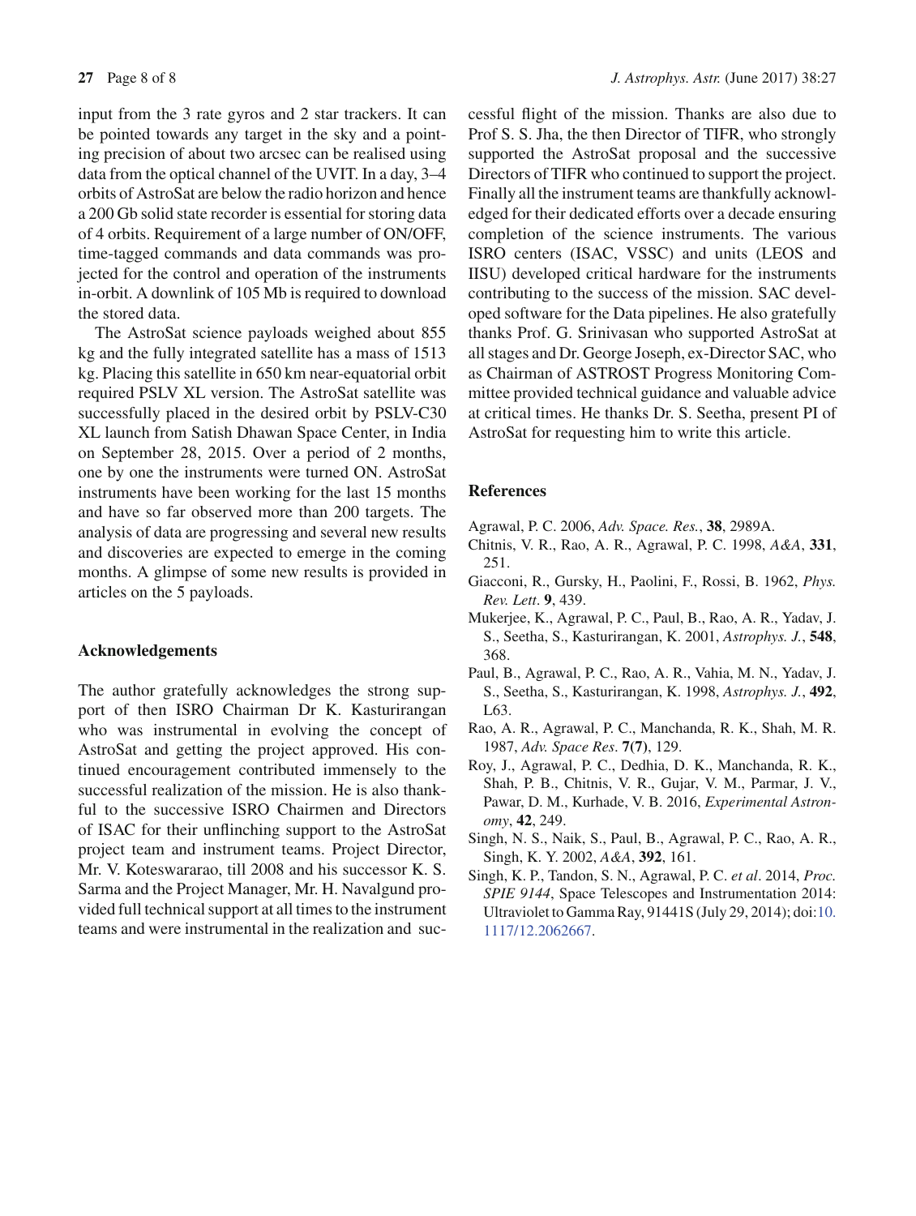input from the 3 rate gyros and 2 star trackers. It can be pointed towards any target in the sky and a pointing precision of about two arcsec can be realised using data from the optical channel of the UVIT. In a day, 3–4 orbits of AstroSat are below the radio horizon and hence a 200 Gb solid state recorder is essential for storing data of 4 orbits. Requirement of a large number of ON/OFF, time-tagged commands and data commands was projected for the control and operation of the instruments in-orbit. A downlink of 105 Mb is required to download the stored data.

The AstroSat science payloads weighed about 855 kg and the fully integrated satellite has a mass of 1513 kg. Placing this satellite in 650 km near-equatorial orbit required PSLV XL version. The AstroSat satellite was successfully placed in the desired orbit by PSLV-C30 XL launch from Satish Dhawan Space Center, in India on September 28, 2015. Over a period of 2 months, one by one the instruments were turned ON. AstroSat instruments have been working for the last 15 months and have so far observed more than 200 targets. The analysis of data are progressing and several new results and discoveries are expected to emerge in the coming months. A glimpse of some new results is provided in articles on the 5 payloads.

## Acknowledgements

The author gratefully acknowledges the strong support of then ISRO Chairman Dr K. Kasturirangan who was instrumental in evolving the concept of AstroSat and getting the project approved. His continued encouragement contributed immensely to the successful realization of the mission. He is also thankful to the successive ISRO Chairmen and Directors of ISAC for their unflinching support to the AstroSat project team and instrument teams. Project Director, Mr. V. Koteswararao, till 2008 and his successor K. S. Sarma and the Project Manager, Mr. H. Navalgund provided full technical support at all times to the instrument teams and were instrumental in the realization and successful flight of the mission. Thanks are also due to Prof S. S. Jha, the then Director of TIFR, who strongly supported the AstroSat proposal and the successive Directors of TIFR who continued to support the project. Finally all the instrument teams are thankfully acknowledged for their dedicated efforts over a decade ensuring completion of the science instruments. The various ISRO centers (ISAC, VSSC) and units (LEOS and IISU) developed critical hardware for the instruments contributing to the success of the mission. SAC developed software for the Data pipelines. He also gratefully thanks Prof. G. Srinivasan who supported AstroSat at all stages and Dr. George Joseph, ex-Director SAC, who as Chairman of ASTROST Progress Monitoring Committee provided technical guidance and valuable advice at critical times. He thanks Dr. S. Seetha, present PI of AstroSat for requesting him to write this article.

## References

Agrawal, P. C. 2006, *Adv. Space. Res.*, **38**, 2989A.

Chitnis, V. R., Rao, A. R., Agrawal, P. C. 1998, *A&A*, **331**, 251.

Giacconi, R., Gursky, H., Paolini, F., Rossi, B. 1962, *Phys. Rev. Lett*. **9**, 439.

Mukerjee, K., Agrawal, P. C., Paul, B., Rao, A. R., Yadav, J. S., Seetha, S., Kasturirangan, K. 2001, *Astrophys. J.*, **548**, 368.

Paul, B., Agrawal, P. C., Rao, A. R., Vahia, M. N., Yadav, J. S., Seetha, S., Kasturirangan, K. 1998, *Astrophys. J.*, **492**, L63.

Rao, A. R., Agrawal, P. C., Manchanda, R. K., Shah, M. R. 1987, *Adv. Space Res*. **7(7)**, 129.

Roy, J., Agrawal, P. C., Dedhia, D. K., Manchanda, R. K., Shah, P. B., Chitnis, V. R., Gujar, V. M., Parmar, J. V., Pawar, D. M., Kurhade, V. B. 2016, *Experimental Astronomy*, **42**, 249.

Singh, N. S., Naik, S., Paul, B., Agrawal, P. C., Rao, A. R., Singh, K. Y. 2002, *A&A*, **392**, 161.

Singh, K. P., Tandon, S. N., Agrawal, P. C. *et al*. 2014, *Proc. SPIE 9144*, Space Telescopes and Instrumentation 2014: Ultraviolet to Gamma Ray, 91441S (July 29, 2014); doi:10.1117/12.2062667.